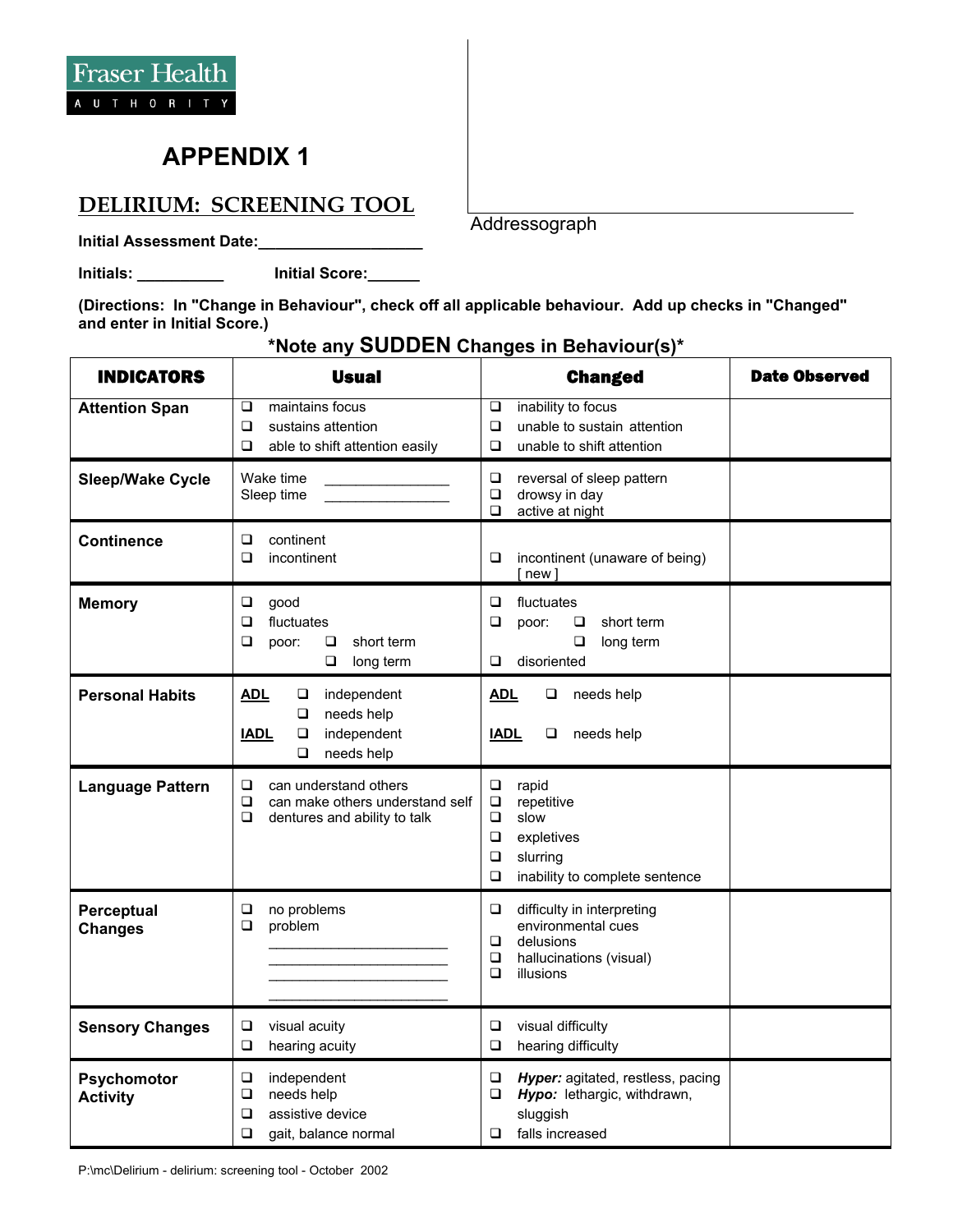Fraser Health
AUTHORITY

# APPENDIX 1

## DELIRIUM: SCREENING TOOL

Addressograph

**Initial Assessment Date:**___________________

**Initials:** __________ **Initial Score:**______

**(Directions: In "Change in Behaviour", check off all applicable behaviour. Add up checks in "Changed" and enter in Initial Score.)**

**\*Note any SUDDEN Changes in Behaviour(s)\***

| INDICATORS | Usual | Changed | Date Observed |
|---|---|---|---|
| **Attention Span** | ❑ maintains focus<br>❑ sustains attention<br>❑ able to shift attention easily | ❑ inability to focus<br>❑ unable to sustain attention<br>❑ unable to shift attention | |
| **Sleep/Wake Cycle** | Wake time _______________<br>Sleep time _______________ | ❑ reversal of sleep pattern<br>❑ drowsy in day<br>❑ active at night | |
| **Continence** | ❑ continent<br>❑ incontinent | ❑ incontinent (unaware of being) [ new ] | |
| **Memory** | ❑ good<br>❑ fluctuates<br>❑ poor: ❑ short term<br>❑ long term | ❑ fluctuates<br>❑ poor: ❑ short term<br>❑ long term<br>❑ disoriented | |
| **Personal Habits** | <u>ADL</u> ❑ independent<br>❑ needs help<br><u>IADL</u> ❑ independent<br>❑ needs help | <u>ADL</u> ❑ needs help<br><u>IADL</u> ❑ needs help | |
| **Language Pattern** | ❑ can understand others<br>❑ can make others understand self<br>❑ dentures and ability to talk | ❑ rapid<br>❑ repetitive<br>❑ slow<br>❑ expletives<br>❑ slurring<br>❑ inability to complete sentence | |
| **Perceptual Changes** | ❑ no problems<br>❑ problem<br>_______________________<br>_______________________<br>_______________________<br>_______________________ | ❑ difficulty in interpreting environmental cues<br>❑ delusions<br>❑ hallucinations (visual)<br>❑ illusions | |
| **Sensory Changes** | ❑ visual acuity<br>❑ hearing acuity | ❑ visual difficulty<br>❑ hearing difficulty | |
| **Psychomotor Activity** | ❑ independent<br>❑ needs help<br>❑ assistive device<br>❑ gait, balance normal | ❑ ***Hyper:*** agitated, restless, pacing<br>❑ ***Hypo:*** lethargic, withdrawn, sluggish<br>❑ falls increased | |

P:\mc\Delirium - delirium: screening tool - October 2002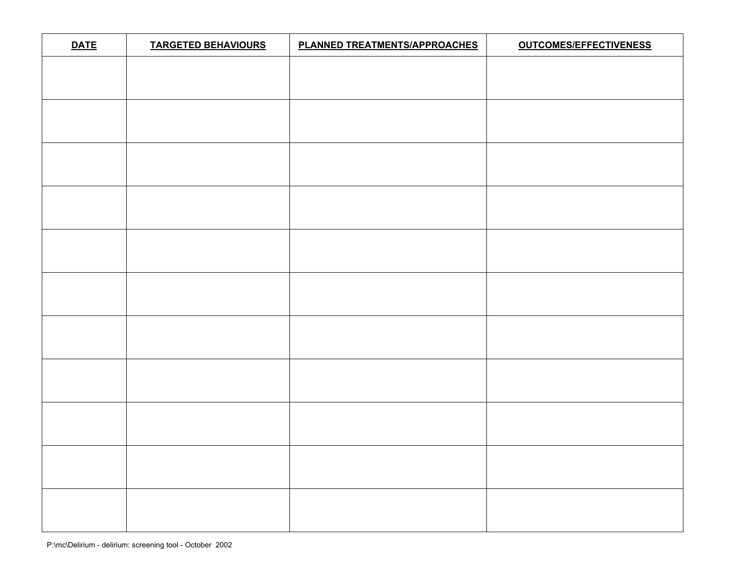| DATE | TARGETED BEHAVIOURS | PLANNED TREATMENTS/APPROACHES | OUTCOMES/EFFECTIVENESS |
|---|---|---|---|
| | | | |
| | | | |
| | | | |
| | | | |
| | | | |
| | | | |
| | | | |
| | | | |
| | | | |
| | | | |
| | | | |

P:\mc\Delirium - delirium: screening tool - October 2002